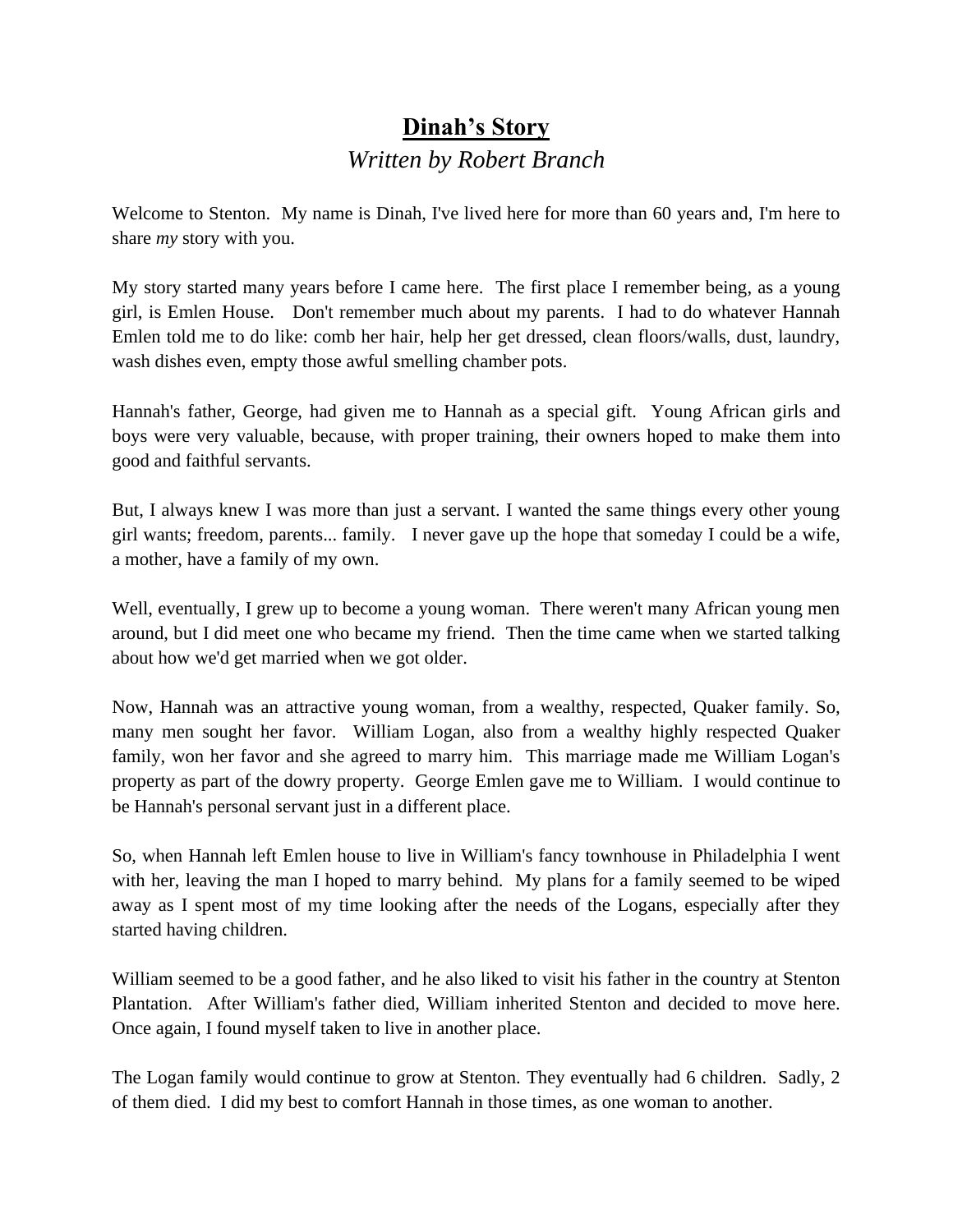# Dinah's Story

*Written by Robert Branch*

Welcome to Stenton. My name is Dinah, I've lived here for more than 60 years and, I'm here to share *my* story with you.

My story started many years before I came here. The first place I remember being, as a young girl, is Emlen House. Don't remember much about my parents. I had to do whatever Hannah Emlen told me to do like: comb her hair, help her get dressed, clean floors/walls, dust, laundry, wash dishes even, empty those awful smelling chamber pots.

Hannah's father, George, had given me to Hannah as a special gift. Young African girls and boys were very valuable, because, with proper training, their owners hoped to make them into good and faithful servants.

But, I always knew I was more than just a servant. I wanted the same things every other young girl wants; freedom, parents... family. I never gave up the hope that someday I could be a wife, a mother, have a family of my own.

Well, eventually, I grew up to become a young woman. There weren't many African young men around, but I did meet one who became my friend. Then the time came when we started talking about how we'd get married when we got older.

Now, Hannah was an attractive young woman, from a wealthy, respected, Quaker family. So, many men sought her favor. William Logan, also from a wealthy highly respected Quaker family, won her favor and she agreed to marry him. This marriage made me William Logan's property as part of the dowry property. George Emlen gave me to William. I would continue to be Hannah's personal servant just in a different place.

So, when Hannah left Emlen house to live in William's fancy townhouse in Philadelphia I went with her, leaving the man I hoped to marry behind. My plans for a family seemed to be wiped away as I spent most of my time looking after the needs of the Logans, especially after they started having children.

William seemed to be a good father, and he also liked to visit his father in the country at Stenton Plantation. After William's father died, William inherited Stenton and decided to move here. Once again, I found myself taken to live in another place.

The Logan family would continue to grow at Stenton. They eventually had 6 children. Sadly, 2 of them died. I did my best to comfort Hannah in those times, as one woman to another.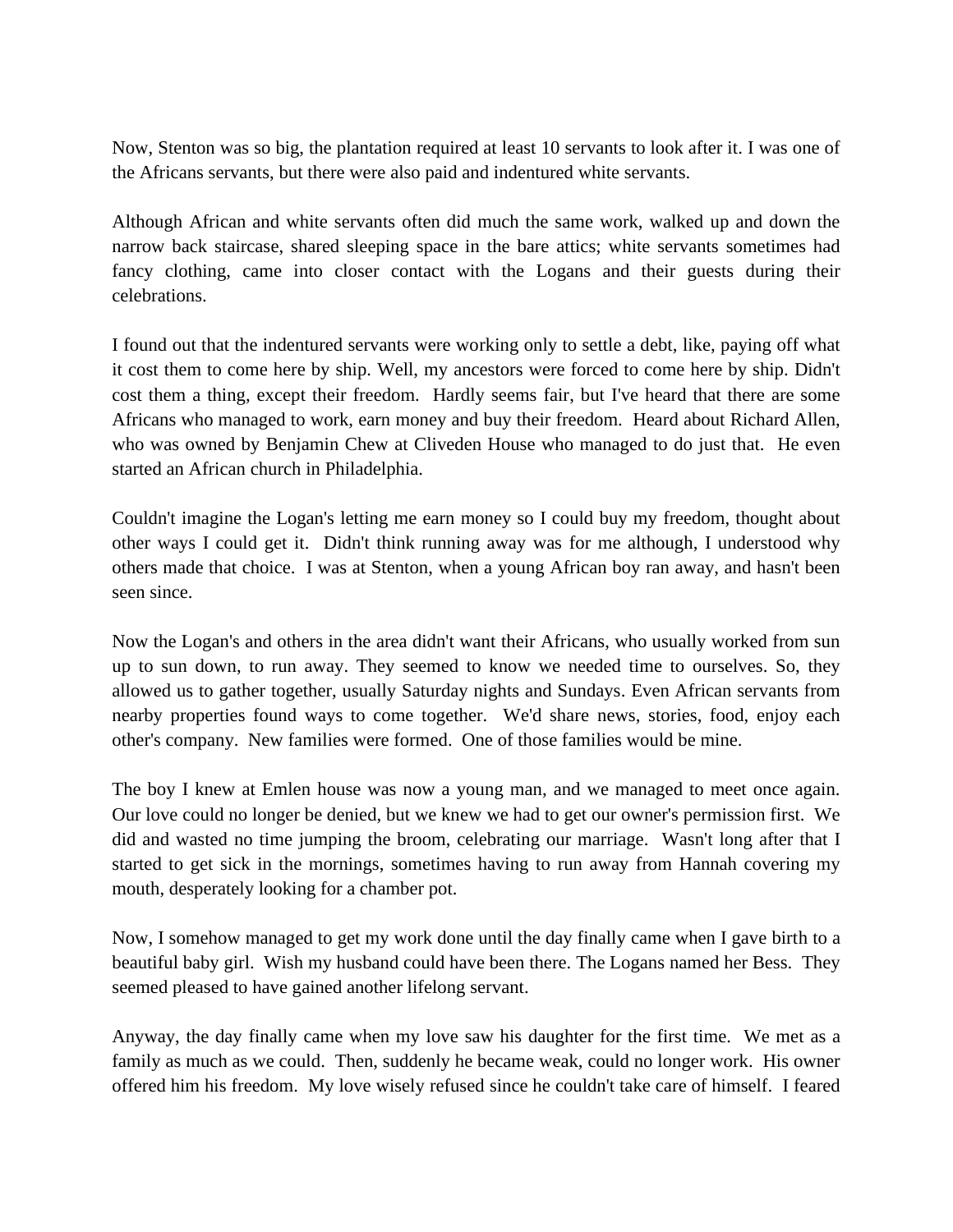Now, Stenton was so big, the plantation required at least 10 servants to look after it. I was one of the Africans servants, but there were also paid and indentured white servants.

Although African and white servants often did much the same work, walked up and down the narrow back staircase, shared sleeping space in the bare attics; white servants sometimes had fancy clothing, came into closer contact with the Logans and their guests during their celebrations.

I found out that the indentured servants were working only to settle a debt, like, paying off what it cost them to come here by ship. Well, my ancestors were forced to come here by ship. Didn't cost them a thing, except their freedom. Hardly seems fair, but I've heard that there are some Africans who managed to work, earn money and buy their freedom. Heard about Richard Allen, who was owned by Benjamin Chew at Cliveden House who managed to do just that. He even started an African church in Philadelphia.

Couldn't imagine the Logan's letting me earn money so I could buy my freedom, thought about other ways I could get it. Didn't think running away was for me although, I understood why others made that choice. I was at Stenton, when a young African boy ran away, and hasn't been seen since.

Now the Logan's and others in the area didn't want their Africans, who usually worked from sun up to sun down, to run away. They seemed to know we needed time to ourselves. So, they allowed us to gather together, usually Saturday nights and Sundays. Even African servants from nearby properties found ways to come together. We'd share news, stories, food, enjoy each other's company. New families were formed. One of those families would be mine.

The boy I knew at Emlen house was now a young man, and we managed to meet once again. Our love could no longer be denied, but we knew we had to get our owner's permission first. We did and wasted no time jumping the broom, celebrating our marriage. Wasn't long after that I started to get sick in the mornings, sometimes having to run away from Hannah covering my mouth, desperately looking for a chamber pot.

Now, I somehow managed to get my work done until the day finally came when I gave birth to a beautiful baby girl. Wish my husband could have been there. The Logans named her Bess. They seemed pleased to have gained another lifelong servant.

Anyway, the day finally came when my love saw his daughter for the first time. We met as a family as much as we could. Then, suddenly he became weak, could no longer work. His owner offered him his freedom. My love wisely refused since he couldn't take care of himself. I feared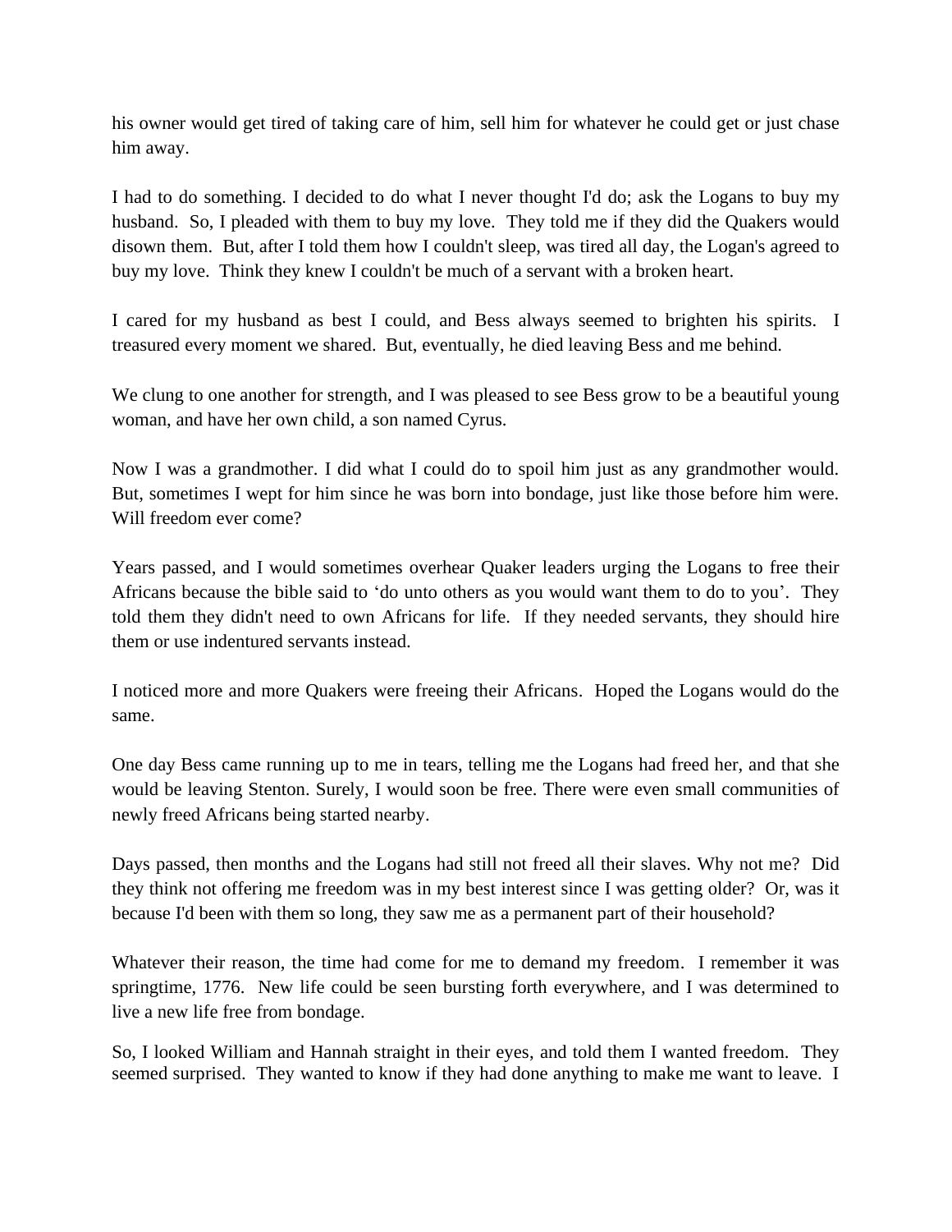his owner would get tired of taking care of him, sell him for whatever he could get or just chase him away.

I had to do something. I decided to do what I never thought I'd do; ask the Logans to buy my husband. So, I pleaded with them to buy my love. They told me if they did the Quakers would disown them. But, after I told them how I couldn't sleep, was tired all day, the Logan's agreed to buy my love. Think they knew I couldn't be much of a servant with a broken heart.

I cared for my husband as best I could, and Bess always seemed to brighten his spirits. I treasured every moment we shared. But, eventually, he died leaving Bess and me behind.

We clung to one another for strength, and I was pleased to see Bess grow to be a beautiful young woman, and have her own child, a son named Cyrus.

Now I was a grandmother. I did what I could do to spoil him just as any grandmother would. But, sometimes I wept for him since he was born into bondage, just like those before him were. Will freedom ever come?

Years passed, and I would sometimes overhear Quaker leaders urging the Logans to free their Africans because the bible said to 'do unto others as you would want them to do to you'. They told them they didn't need to own Africans for life. If they needed servants, they should hire them or use indentured servants instead.

I noticed more and more Quakers were freeing their Africans. Hoped the Logans would do the same.

One day Bess came running up to me in tears, telling me the Logans had freed her, and that she would be leaving Stenton. Surely, I would soon be free. There were even small communities of newly freed Africans being started nearby.

Days passed, then months and the Logans had still not freed all their slaves. Why not me? Did they think not offering me freedom was in my best interest since I was getting older? Or, was it because I'd been with them so long, they saw me as a permanent part of their household?

Whatever their reason, the time had come for me to demand my freedom. I remember it was springtime, 1776. New life could be seen bursting forth everywhere, and I was determined to live a new life free from bondage.

So, I looked William and Hannah straight in their eyes, and told them I wanted freedom. They seemed surprised. They wanted to know if they had done anything to make me want to leave. I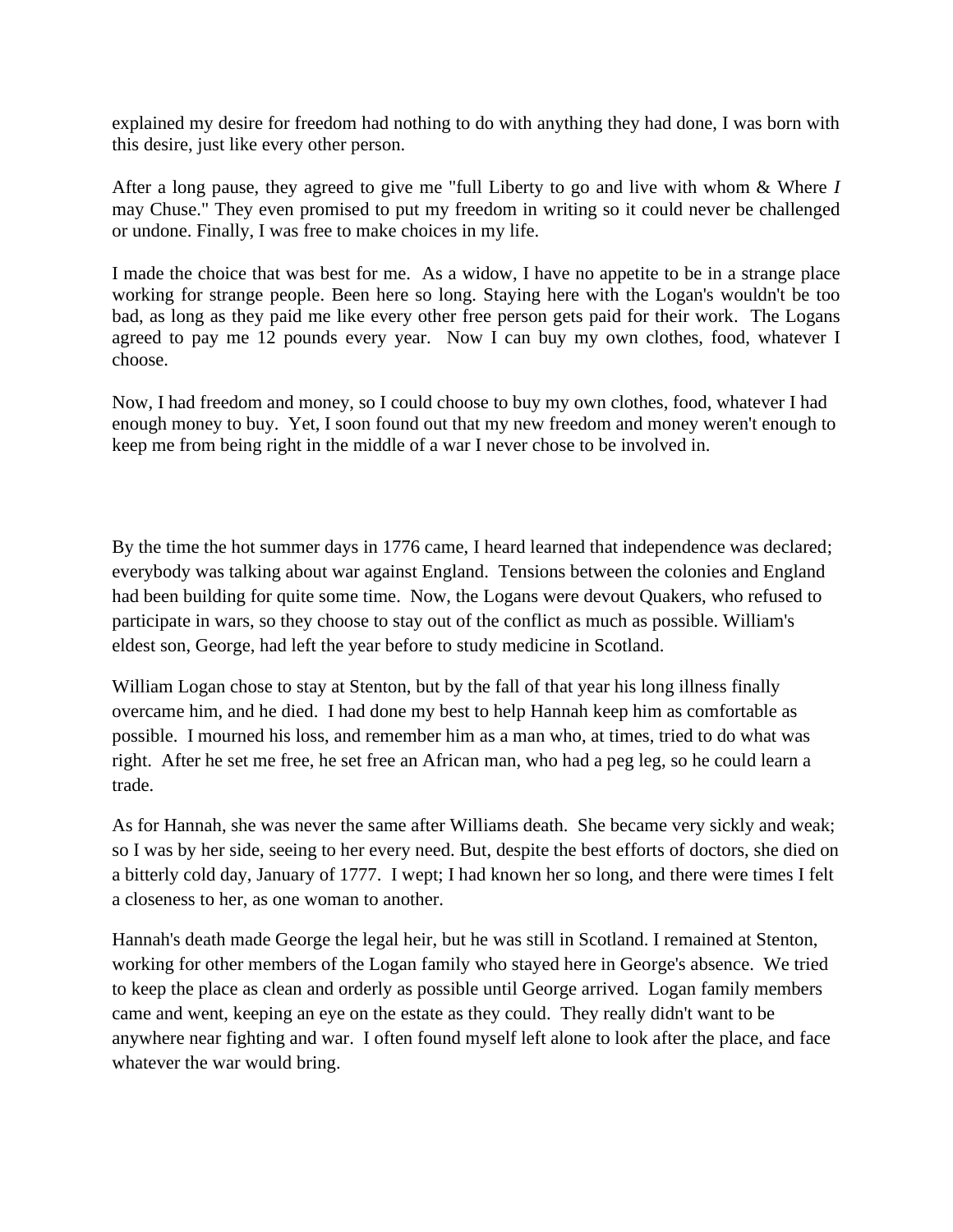explained my desire for freedom had nothing to do with anything they had done, I was born with this desire, just like every other person.

After a long pause, they agreed to give me "full Liberty to go and live with whom & Where *I* may Chuse." They even promised to put my freedom in writing so it could never be challenged or undone. Finally, I was free to make choices in my life.

I made the choice that was best for me. As a widow, I have no appetite to be in a strange place working for strange people. Been here so long. Staying here with the Logan's wouldn't be too bad, as long as they paid me like every other free person gets paid for their work. The Logans agreed to pay me 12 pounds every year. Now I can buy my own clothes, food, whatever I choose.

Now, I had freedom and money, so I could choose to buy my own clothes, food, whatever I had enough money to buy. Yet, I soon found out that my new freedom and money weren't enough to keep me from being right in the middle of a war I never chose to be involved in.

By the time the hot summer days in 1776 came, I heard learned that independence was declared; everybody was talking about war against England. Tensions between the colonies and England had been building for quite some time. Now, the Logans were devout Quakers, who refused to participate in wars, so they choose to stay out of the conflict as much as possible. William's eldest son, George, had left the year before to study medicine in Scotland.

William Logan chose to stay at Stenton, but by the fall of that year his long illness finally overcame him, and he died. I had done my best to help Hannah keep him as comfortable as possible. I mourned his loss, and remember him as a man who, at times, tried to do what was right. After he set me free, he set free an African man, who had a peg leg, so he could learn a trade.

As for Hannah, she was never the same after Williams death. She became very sickly and weak; so I was by her side, seeing to her every need. But, despite the best efforts of doctors, she died on a bitterly cold day, January of 1777. I wept; I had known her so long, and there were times I felt a closeness to her, as one woman to another.

Hannah's death made George the legal heir, but he was still in Scotland. I remained at Stenton, working for other members of the Logan family who stayed here in George's absence. We tried to keep the place as clean and orderly as possible until George arrived. Logan family members came and went, keeping an eye on the estate as they could. They really didn't want to be anywhere near fighting and war. I often found myself left alone to look after the place, and face whatever the war would bring.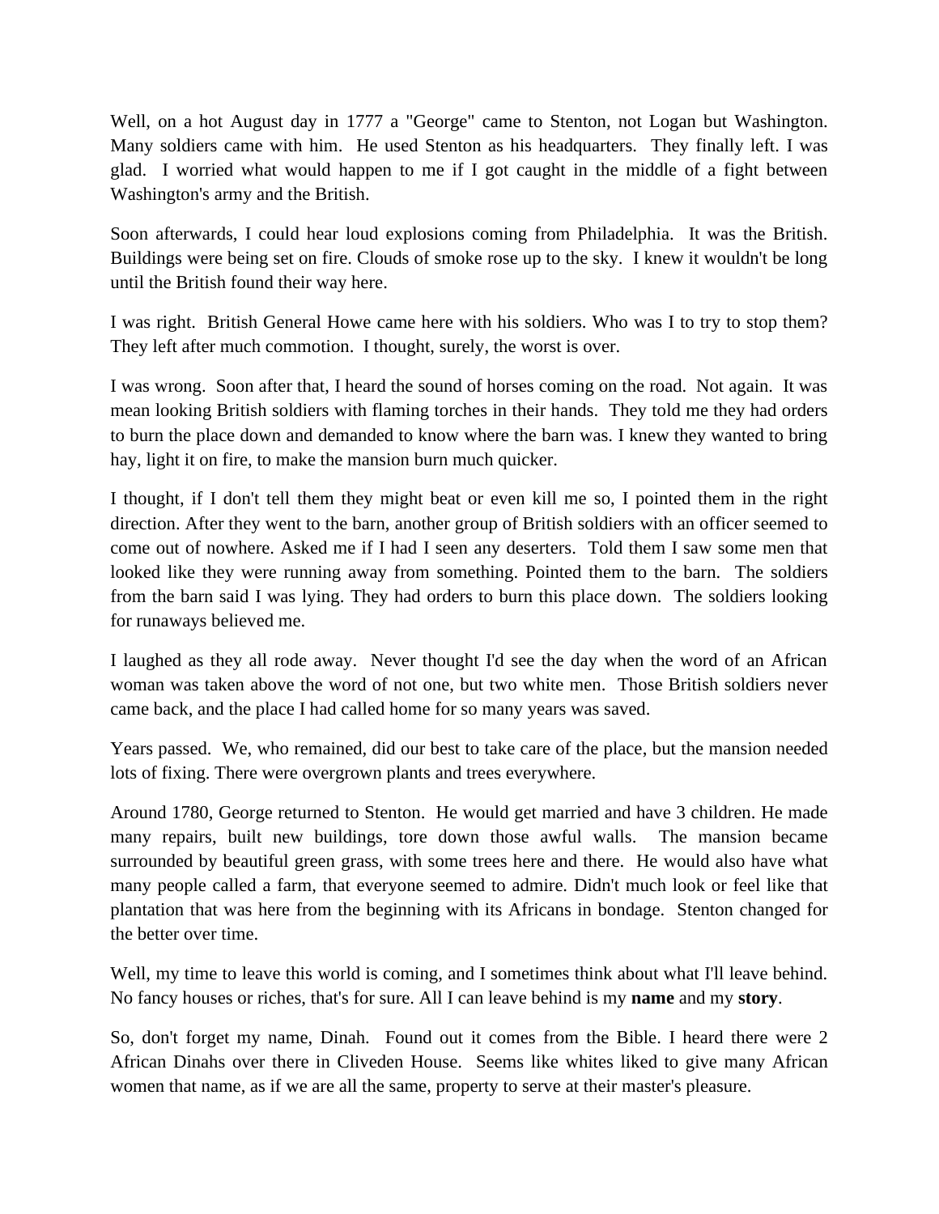Well, on a hot August day in 1777 a "George" came to Stenton, not Logan but Washington. Many soldiers came with him. He used Stenton as his headquarters. They finally left. I was glad. I worried what would happen to me if I got caught in the middle of a fight between Washington's army and the British.

Soon afterwards, I could hear loud explosions coming from Philadelphia. It was the British. Buildings were being set on fire. Clouds of smoke rose up to the sky. I knew it wouldn't be long until the British found their way here.

I was right. British General Howe came here with his soldiers. Who was I to try to stop them? They left after much commotion. I thought, surely, the worst is over.

I was wrong. Soon after that, I heard the sound of horses coming on the road. Not again. It was mean looking British soldiers with flaming torches in their hands. They told me they had orders to burn the place down and demanded to know where the barn was. I knew they wanted to bring hay, light it on fire, to make the mansion burn much quicker.

I thought, if I don't tell them they might beat or even kill me so, I pointed them in the right direction. After they went to the barn, another group of British soldiers with an officer seemed to come out of nowhere. Asked me if I had I seen any deserters. Told them I saw some men that looked like they were running away from something. Pointed them to the barn. The soldiers from the barn said I was lying. They had orders to burn this place down. The soldiers looking for runaways believed me.

I laughed as they all rode away. Never thought I'd see the day when the word of an African woman was taken above the word of not one, but two white men. Those British soldiers never came back, and the place I had called home for so many years was saved.

Years passed. We, who remained, did our best to take care of the place, but the mansion needed lots of fixing. There were overgrown plants and trees everywhere.

Around 1780, George returned to Stenton. He would get married and have 3 children. He made many repairs, built new buildings, tore down those awful walls. The mansion became surrounded by beautiful green grass, with some trees here and there. He would also have what many people called a farm, that everyone seemed to admire. Didn't much look or feel like that plantation that was here from the beginning with its Africans in bondage. Stenton changed for the better over time.

Well, my time to leave this world is coming, and I sometimes think about what I'll leave behind. No fancy houses or riches, that's for sure. All I can leave behind is my **name** and my **story**.

So, don't forget my name, Dinah. Found out it comes from the Bible. I heard there were 2 African Dinahs over there in Cliveden House. Seems like whites liked to give many African women that name, as if we are all the same, property to serve at their master's pleasure.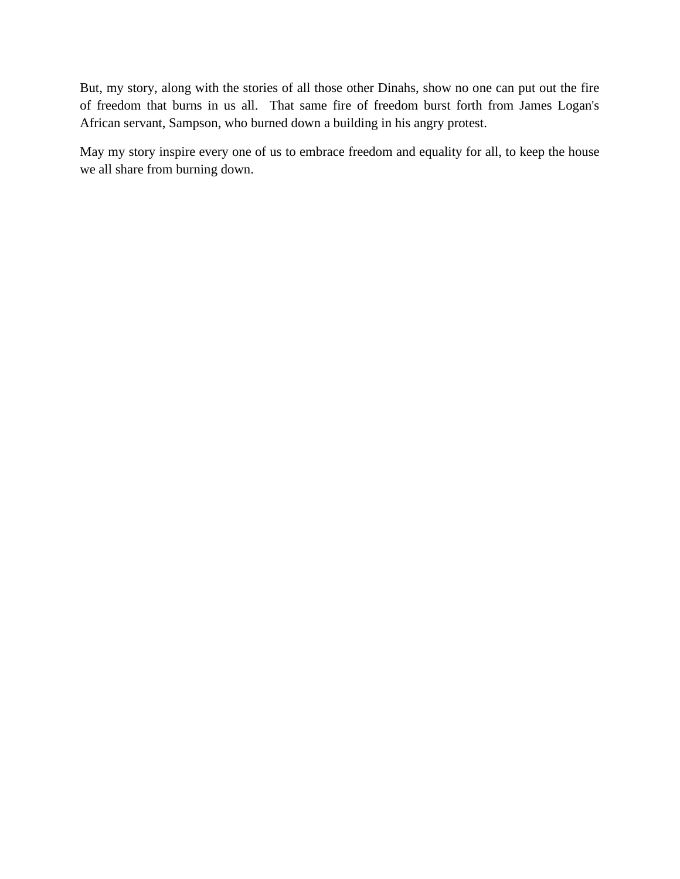But, my story, along with the stories of all those other Dinahs, show no one can put out the fire of freedom that burns in us all.  That same fire of freedom burst forth from James Logan's African servant, Sampson, who burned down a building in his angry protest.

May my story inspire every one of us to embrace freedom and equality for all, to keep the house we all share from burning down.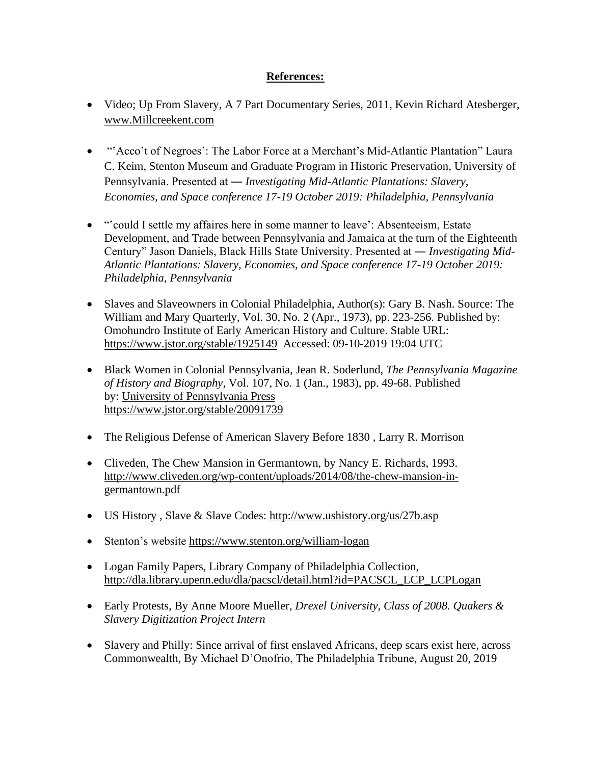**References:**

- Video; Up From Slavery, A 7 Part Documentary Series, 2011, Kevin Richard Atesberger, www.Millcreekent.com
- "'Acco't of Negroes': The Labor Force at a Merchant's Mid-Atlantic Plantation" Laura C. Keim, Stenton Museum and Graduate Program in Historic Preservation, University of Pennsylvania. Presented at — *Investigating Mid-Atlantic Plantations: Slavery, Economies, and Space conference 17-19 October 2019: Philadelphia, Pennsylvania*
- "'could I settle my affaires here in some manner to leave': Absenteeism, Estate Development, and Trade between Pennsylvania and Jamaica at the turn of the Eighteenth Century" Jason Daniels, Black Hills State University. Presented at — *Investigating Mid-Atlantic Plantations: Slavery, Economies, and Space conference 17-19 October 2019: Philadelphia, Pennsylvania*
- Slaves and Slaveowners in Colonial Philadelphia, Author(s): Gary B. Nash. Source: The William and Mary Quarterly, Vol. 30, No. 2 (Apr., 1973), pp. 223-256. Published by: Omohundro Institute of Early American History and Culture. Stable URL: https://www.jstor.org/stable/1925149 Accessed: 09-10-2019 19:04 UTC
- Black Women in Colonial Pennsylvania, Jean R. Soderlund, *The Pennsylvania Magazine of History and Biography*, Vol. 107, No. 1 (Jan., 1983), pp. 49-68. Published by: University of Pennsylvania Press https://www.jstor.org/stable/20091739
- The Religious Defense of American Slavery Before 1830 , Larry R. Morrison
- Cliveden, The Chew Mansion in Germantown, by Nancy E. Richards, 1993. http://www.cliveden.org/wp-content/uploads/2014/08/the-chew-mansion-in-germantown.pdf
- US History , Slave & Slave Codes: http://www.ushistory.org/us/27b.asp
- Stenton's website https://www.stenton.org/william-logan
- Logan Family Papers, Library Company of Philadelphia Collection, http://dla.library.upenn.edu/dla/pacscl/detail.html?id=PACSCL_LCP_LCPLogan
- Early Protests, By Anne Moore Mueller, *Drexel University, Class of 2008. Quakers & Slavery Digitization Project Intern*
- Slavery and Philly: Since arrival of first enslaved Africans, deep scars exist here, across Commonwealth, By Michael D'Onofrio, The Philadelphia Tribune, August 20, 2019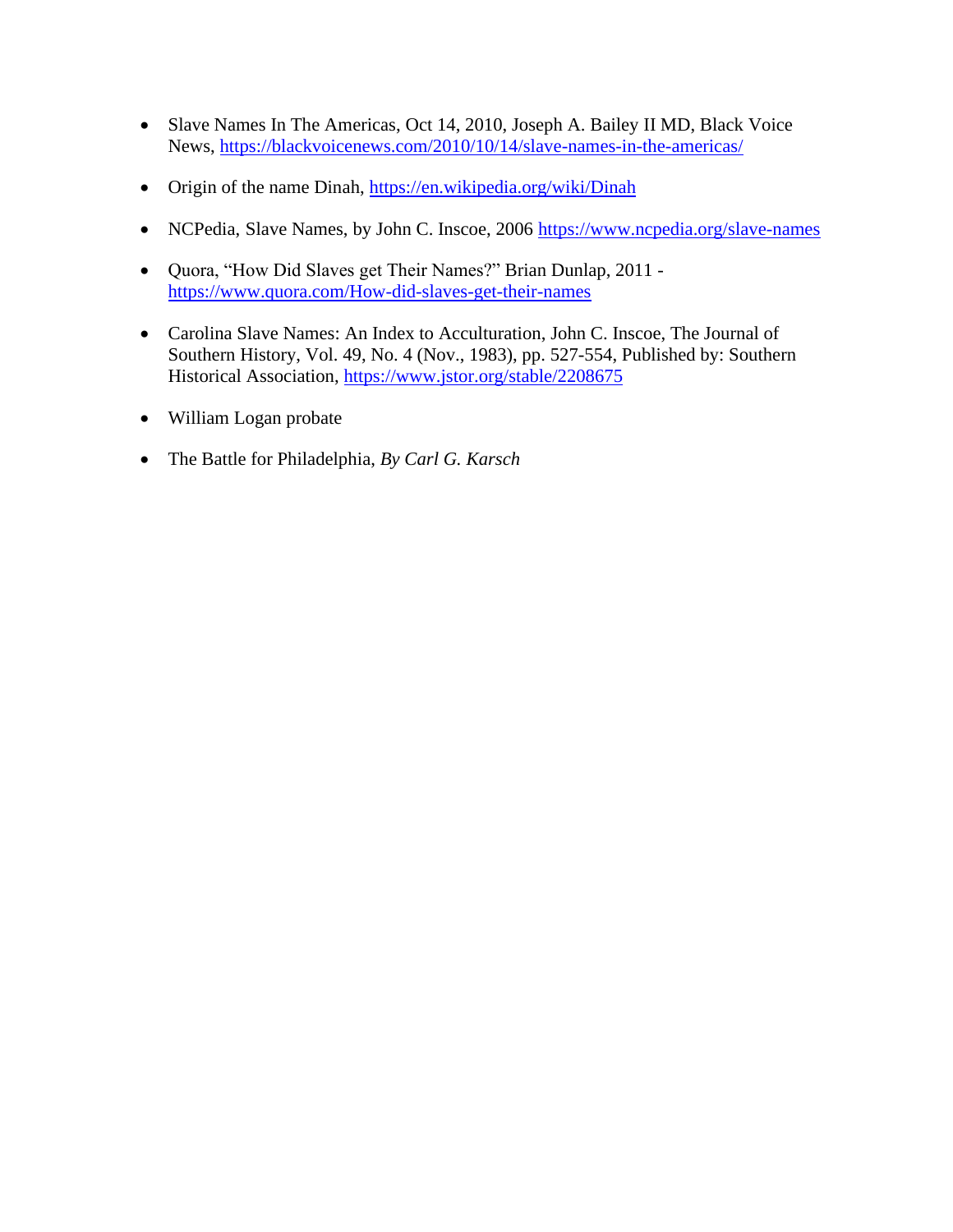- Slave Names In The Americas, Oct 14, 2010, Joseph A. Bailey II MD, Black Voice News, https://blackvoicenews.com/2010/10/14/slave-names-in-the-americas/

- Origin of the name Dinah, https://en.wikipedia.org/wiki/Dinah

- NCPedia, Slave Names, by John C. Inscoe, 2006 https://www.ncpedia.org/slave-names

- Quora, "How Did Slaves get Their Names?" Brian Dunlap, 2011 - https://www.quora.com/How-did-slaves-get-their-names

- Carolina Slave Names: An Index to Acculturation, John C. Inscoe, The Journal of Southern History, Vol. 49, No. 4 (Nov., 1983), pp. 527-554, Published by: Southern Historical Association, https://www.jstor.org/stable/2208675

- William Logan probate

- The Battle for Philadelphia, *By Carl G. Karsch*